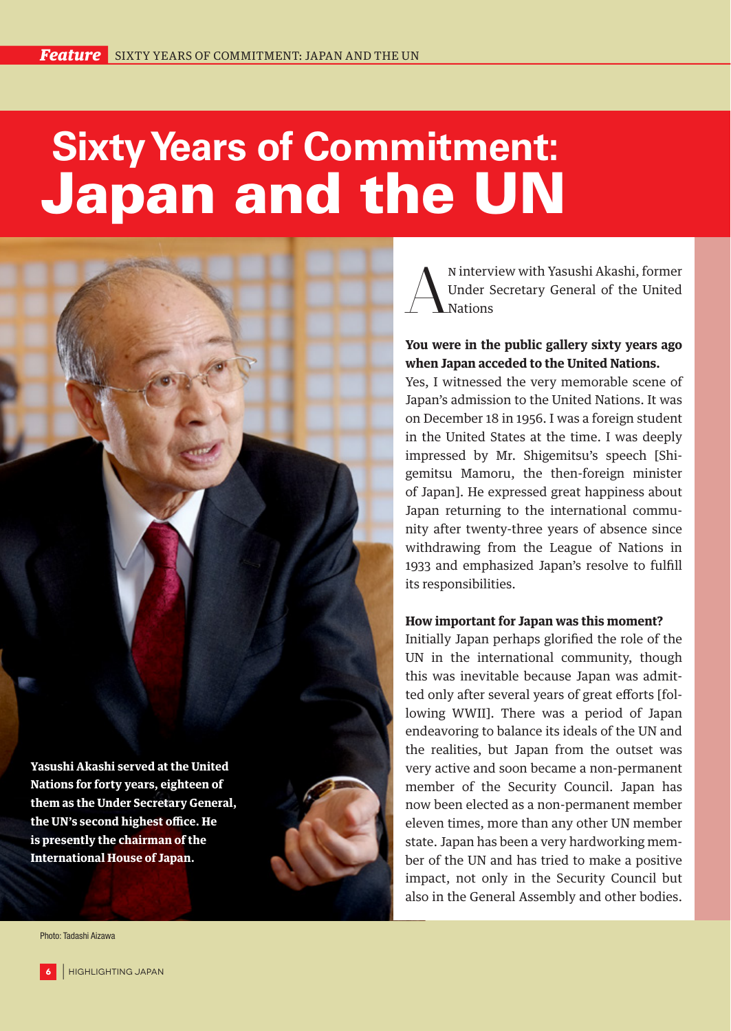# Sixty Years of Commitment: Japan and the UN

Yasushi Akashi served at the United Nations for forty years, eighteen of them as the Under Secretary General, the UN's second highest office. He is presently the chairman of the International House of Japan.

Photo: Tadashi Aizawa

An interview with Yasushi Akashi, former Under Secretary General of the United Nations

**You were in the public gallery sixty years ago when Japan acceded to the United Nations.**

Yes, I witnessed the very memorable scene of Japan's admission to the United Nations. It was on December 18 in 1956. I was a foreign student in the United States at the time. I was deeply impressed by Mr. Shigemitsu's speech [Shigemitsu Mamoru, the then-foreign minister of Japan]. He expressed great happiness about Japan returning to the international community after twenty-three years of absence since withdrawing from the League of Nations in 1933 and emphasized Japan's resolve to fulfill its responsibilities.

**How important for Japan was this moment?**

Initially Japan perhaps glorified the role of the UN in the international community, though this was inevitable because Japan was admitted only after several years of great efforts [following WWII]. There was a period of Japan endeavoring to balance its ideals of the UN and the realities, but Japan from the outset was very active and soon became a non-permanent member of the Security Council. Japan has now been elected as a non-permanent member eleven times, more than any other UN member state. Japan has been a very hardworking member of the UN and has tried to make a positive impact, not only in the Security Council but also in the General Assembly and other bodies.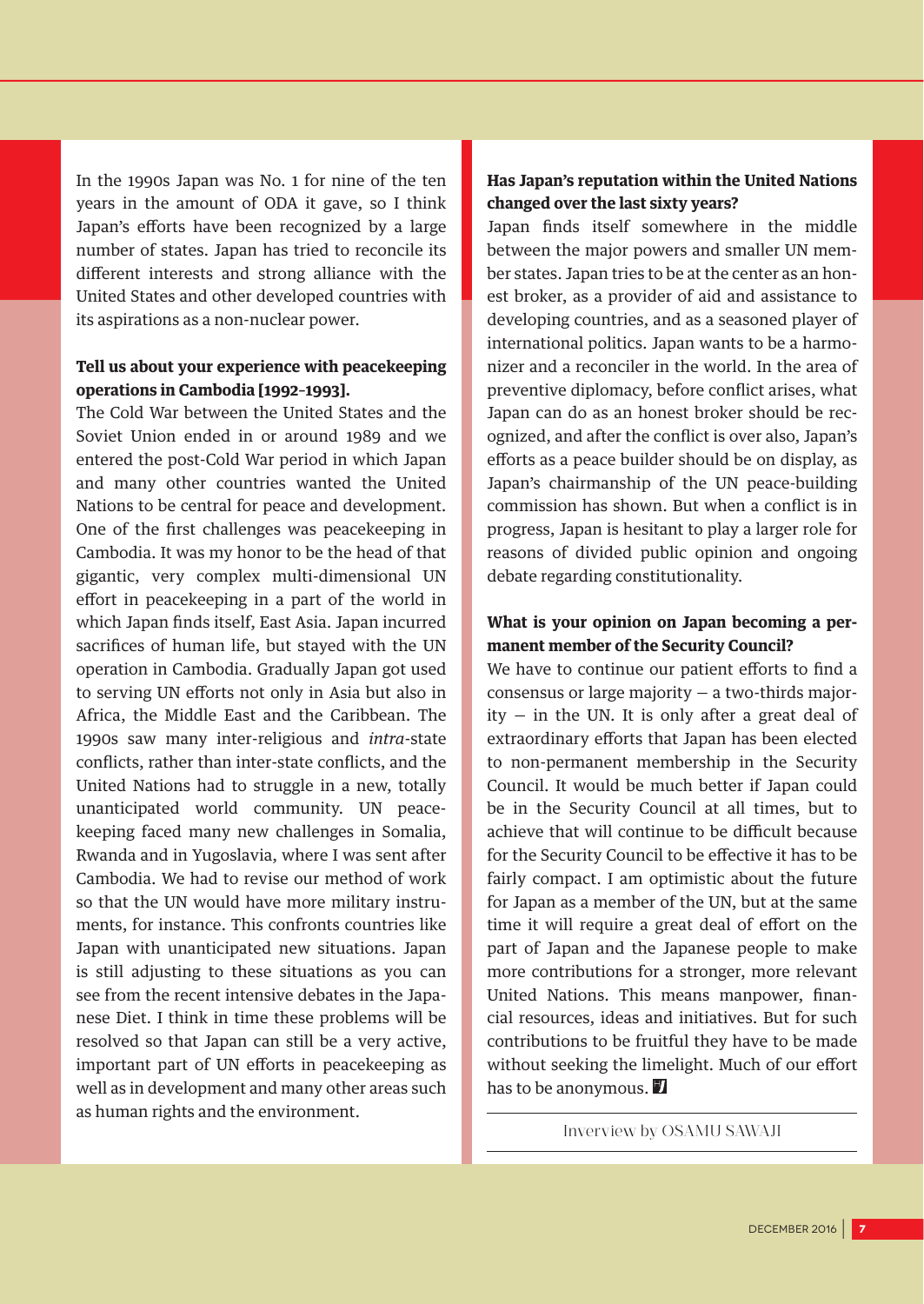In the 1990s Japan was No. 1 for nine of the ten years in the amount of ODA it gave, so I think Japan's efforts have been recognized by a large number of states. Japan has tried to reconcile its different interests and strong alliance with the United States and other developed countries with its aspirations as a non-nuclear power.

**Tell us about your experience with peacekeeping operations in Cambodia [1992–1993].**

The Cold War between the United States and the Soviet Union ended in or around 1989 and we entered the post-Cold War period in which Japan and many other countries wanted the United Nations to be central for peace and development. One of the first challenges was peacekeeping in Cambodia. It was my honor to be the head of that gigantic, very complex multi-dimensional UN effort in peacekeeping in a part of the world in which Japan finds itself, East Asia. Japan incurred sacrifices of human life, but stayed with the UN operation in Cambodia. Gradually Japan got used to serving UN efforts not only in Asia but also in Africa, the Middle East and the Caribbean. The 1990s saw many inter-religious and *intra*-state conflicts, rather than inter-state conflicts, and the United Nations had to struggle in a new, totally unanticipated world community. UN peacekeeping faced many new challenges in Somalia, Rwanda and in Yugoslavia, where I was sent after Cambodia. We had to revise our method of work so that the UN would have more military instruments, for instance. This confronts countries like Japan with unanticipated new situations. Japan is still adjusting to these situations as you can see from the recent intensive debates in the Japanese Diet. I think in time these problems will be resolved so that Japan can still be a very active, important part of UN efforts in peacekeeping as well as in development and many other areas such as human rights and the environment.

**Has Japan's reputation within the United Nations changed over the last sixty years?**

Japan finds itself somewhere in the middle between the major powers and smaller UN member states. Japan tries to be at the center as an honest broker, as a provider of aid and assistance to developing countries, and as a seasoned player of international politics. Japan wants to be a harmonizer and a reconciler in the world. In the area of preventive diplomacy, before conflict arises, what Japan can do as an honest broker should be recognized, and after the conflict is over also, Japan's efforts as a peace builder should be on display, as Japan's chairmanship of the UN peace-building commission has shown. But when a conflict is in progress, Japan is hesitant to play a larger role for reasons of divided public opinion and ongoing debate regarding constitutionality.

**What is your opinion on Japan becoming a permanent member of the Security Council?**

We have to continue our patient efforts to find a consensus or large majority — a two-thirds majority — in the UN. It is only after a great deal of extraordinary efforts that Japan has been elected to non-permanent membership in the Security Council. It would be much better if Japan could be in the Security Council at all times, but to achieve that will continue to be difficult because for the Security Council to be effective it has to be fairly compact. I am optimistic about the future for Japan as a member of the UN, but at the same time it will require a great deal of effort on the part of Japan and the Japanese people to make more contributions for a stronger, more relevant United Nations. This means manpower, financial resources, ideas and initiatives. But for such contributions to be fruitful they have to be made without seeking the limelight. Much of our effort has to be anonymous.

Inverview by OSAMU SAWAJI